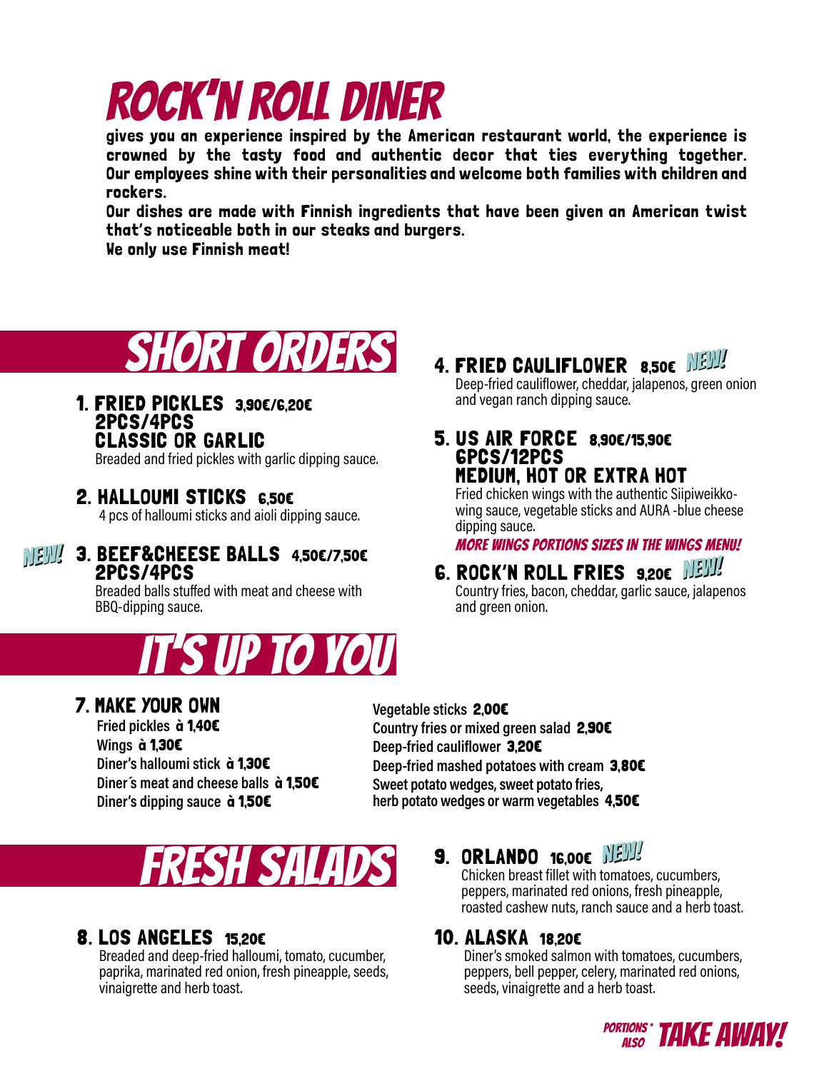# ROCK'N ROLL DINER

**gives you an experience inspired by the American restaurant world, the experience is crowned by the tasty food and authentic decor that ties everything together. Our employees shine with their personalities and welcome both families with children and rockers.**

**Our dishes are made with Finnish ingredients that have been given an American twist that's noticeable both in our steaks and burgers.**

**We only use Finnish meat!**

## SHORT ORDERS

### 1. FRIED PICKLES 3,90€/6,20€ 2PCS/4PCS CLASSIC OR GARLIC

Breaded and fried pickles with garlic dipping sauce.

### 2. HALLOUMI STICKS 6,50€

4 pcs of halloumi sticks and aioli dipping sauce.

### NEW! 3. BEEF&CHEESE BALLS 4,50€/7,50€ 2PCS/4PCS

Breaded balls stuffed with meat and cheese with BBQ-dipping sauce.

### 4. FRIED CAULIFLOWER 8,50€ NEW!

Deep-fried cauliflower, cheddar, jalapenos, green onion and vegan ranch dipping sauce.

### 5. US AIR FORCE 8,90€/15,90€ 6PCS/12PCS MEDIUM, HOT OR EXTRA HOT

Fried chicken wings with the authentic Siipiweikko-wing sauce, vegetable sticks and AURA -blue cheese dipping sauce.

*MORE WINGS PORTIONS SIZES IN THE WINGS MENU!*

### 6. ROCK'N ROLL FRIES 9,20€ NEW!

Country fries, bacon, cheddar, garlic sauce, jalapenos and green onion.

## IT'S UP TO YOU

### 7. MAKE YOUR OWN

**Fried pickles à 1,40€**
**Wings à 1,30€**
**Diner's halloumi stick à 1,30€**
**Diner´s meat and cheese balls à 1,50€**
**Diner's dipping sauce à 1,50€**

**Vegetable sticks 2,00€**
**Country fries or mixed green salad 2,90€**
**Deep-fried cauliflower 3,20€**
**Deep-fried mashed potatoes with cream 3,80€**
**Sweet potato wedges, sweet potato fries, herb potato wedges or warm vegetables 4,50€**

## FRESH SALADS

### 8. LOS ANGELES 15,20€

Breaded and deep-fried halloumi, tomato, cucumber, paprika, marinated red onion, fresh pineapple, seeds, vinaigrette and herb toast.

### 9. ORLANDO 16,00€ NEW!

Chicken breast fillet with tomatoes, cucumbers, peppers, marinated red onions, fresh pineapple, roasted cashew nuts, ranch sauce and a herb toast.

### 10. ALASKA 18,20€

Diner's smoked salmon with tomatoes, cucumbers, peppers, bell pepper, celery, marinated red onions, seeds, vinaigrette and a herb toast.

PORTIONS* ALSO TAKE AWAY!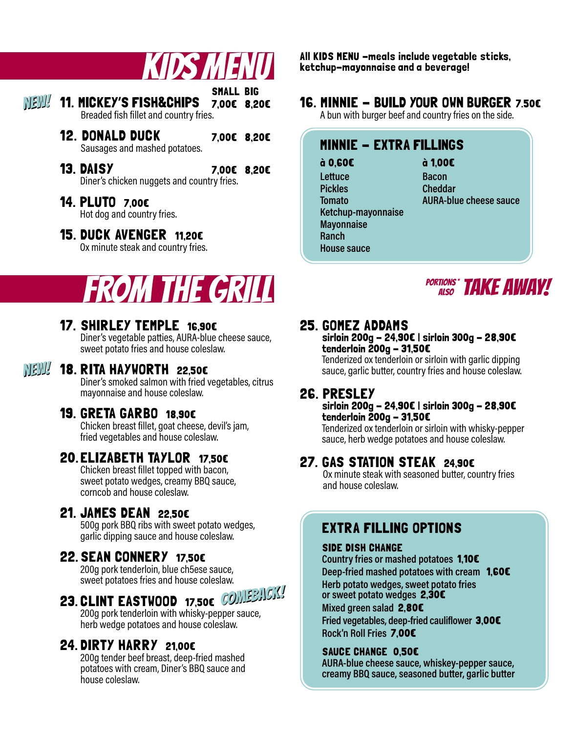# KIDS MENU

| | SMALL | BIG |
|---|---|---|
| *NEW!* **11. MICKEY'S FISH&CHIPS** Breaded fish fillet and country fries. | 7,00€ | 8,20€ |
| **12. DONALD DUCK** Sausages and mashed potatoes. | 7,00€ | 8,20€ |
| **13. DAISY** Diner's chicken nuggets and country fries. | 7,00€ | 8,20€ |

**14. PLUTO** 7,00€
Hot dog and country fries.

**15. DUCK AVENGER** 11,20€
Ox minute steak and country fries.

**All KIDS MENU -meals include vegetable sticks, ketchup-mayonnaise and a beverage!**

**16. MINNIE – BUILD YOUR OWN BURGER** 7.50€
A bun with burger beef and country fries on the side.

### MINNIE – EXTRA FILLINGS

**à 0,60€**
- Lettuce
- Pickles
- Tomato
- Ketchup-mayonnaise
- Mayonnaise
- Ranch
- House sauce

**à 1,00€**
- Bacon
- Cheddar
- AURA-blue cheese sauce

# FROM THE GRILL

*PORTIONS\* ALSO* **TAKE AWAY!**

**17. SHIRLEY TEMPLE** 16,90€
Diner's vegetable patties, AURA-blue cheese sauce, sweet potato fries and house coleslaw.

*NEW!* **18. RITA HAYWORTH** 22,50€
Diner's smoked salmon with fried vegetables, citrus mayonnaise and house coleslaw.

**19. GRETA GARBO** 18,90€
Chicken breast fillet, goat cheese, devil's jam, fried vegetables and house coleslaw.

**20. ELIZABETH TAYLOR** 17,50€
Chicken breast fillet topped with bacon, sweet potato wedges, creamy BBQ sauce, corncob and house coleslaw.

**21. JAMES DEAN** 22,50€
500g pork BBQ ribs with sweet potato wedges, garlic dipping sauce and house coleslaw.

**22. SEAN CONNERY** 17,50€
200g pork tenderloin, blue ch5ese sauce, sweet potatoes fries and house coleslaw.

**23. CLINT EASTWOOD** 17,50€ *COMEBACK!*
200g pork tenderloin with whisky-pepper sauce, herb wedge potatoes and house coleslaw.

**24. DIRTY HARRY** 21,00€
200g tender beef breast, deep-fried mashed potatoes with cream, Diner's BBQ sauce and house coleslaw.

**25. GOMEZ ADDAMS**
**sirloin 200g – 24,90€ | sirloin 300g – 28,90€**
**tenderloin 200g – 31,50€**
Tenderized ox tenderloin or sirloin with garlic dipping sauce, garlic butter, country fries and house coleslaw.

**26. PRESLEY**
**sirloin 200g – 24,90€ | sirloin 300g – 28,90€**
**tenderloin 200g – 31,50€**
Tenderized ox tenderloin or sirloin with whisky-pepper sauce, herb wedge potatoes and house coleslaw.

**27. GAS STATION STEAK** 24,90€
Ox minute steak with seasoned butter, country fries and house coleslaw.

### EXTRA FILLING OPTIONS

**SIDE DISH CHANGE**
- Country fries or mashed potatoes **1,10€**
- Deep-fried mashed potatoes with cream **1,60€**
- Herb potato wedges, sweet potato fries or sweet potato wedges **2,30€**
- Mixed green salad **2,80€**
- Fried vegetables, deep-fried cauliflower **3,00€**
- Rock'n Roll Fries **7,00€**

**SAUCE CHANGE 0,50€**
AURA-blue cheese sauce, whiskey-pepper sauce, creamy BBQ sauce, seasoned butter, garlic butter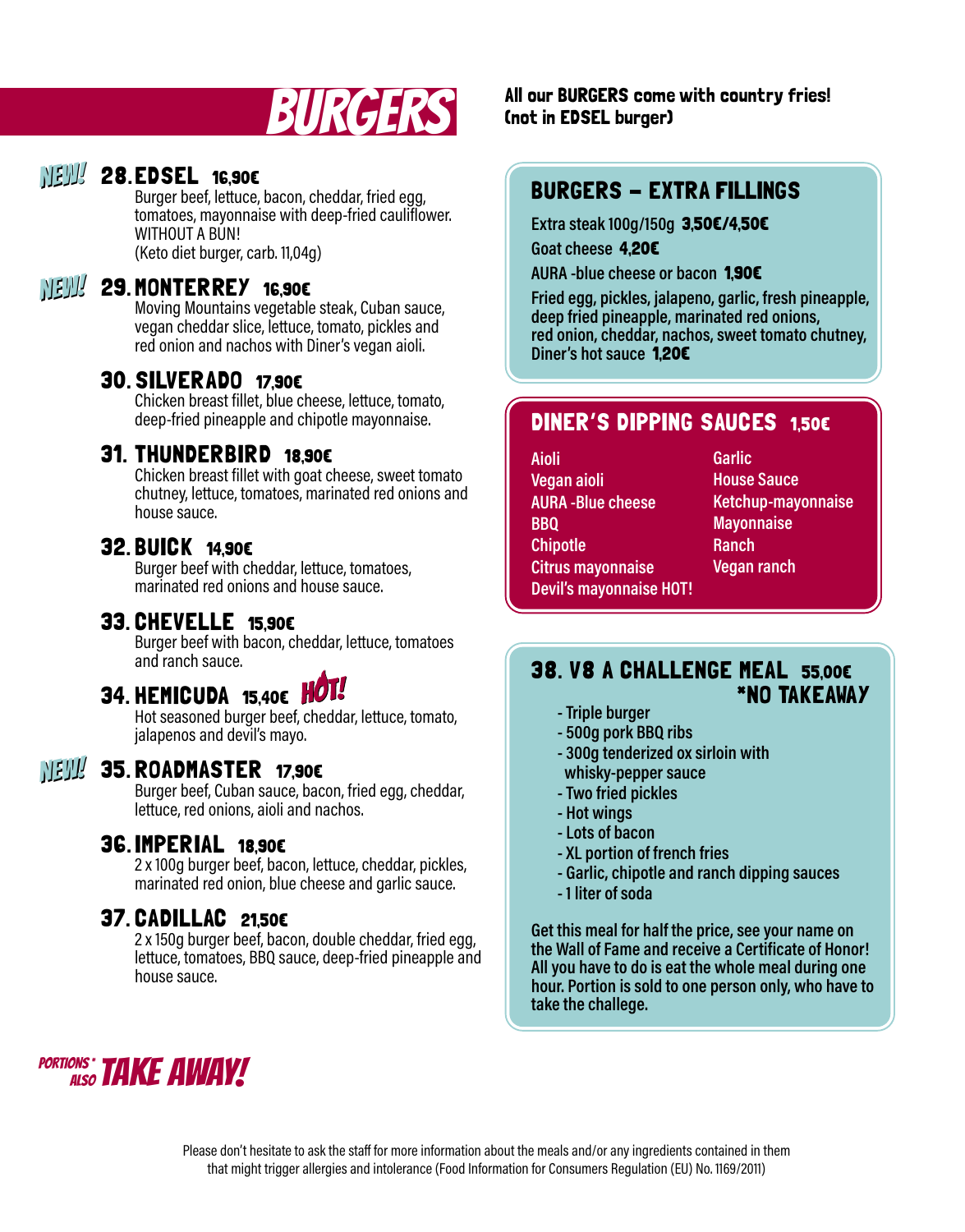# BURGERS

**All our BURGERS come with country fries! (not in EDSEL burger)**

NEW! **28. EDSEL 16,90€**
Burger beef, lettuce, bacon, cheddar, fried egg, tomatoes, mayonnaise with deep-fried cauliflower.
WITHOUT A BUN!
(Keto diet burger, carb. 11,04g)

NEW! **29. MONTERREY 16,90€**
Moving Mountains vegetable steak, Cuban sauce, vegan cheddar slice, lettuce, tomato, pickles and red onion and nachos with Diner's vegan aioli.

**30. SILVERADO 17,90€**
Chicken breast fillet, blue cheese, lettuce, tomato, deep-fried pineapple and chipotle mayonnaise.

**31. THUNDERBIRD 18,90€**
Chicken breast fillet with goat cheese, sweet tomato chutney, lettuce, tomatoes, marinated red onions and house sauce.

**32. BUICK 14,90€**
Burger beef with cheddar, lettuce, tomatoes, marinated red onions and house sauce.

**33. CHEVELLE 15,90€**
Burger beef with bacon, cheddar, lettuce, tomatoes and ranch sauce.

**34. HEMICUDA 15,40€** HOT!
Hot seasoned burger beef, cheddar, lettuce, tomato, jalapenos and devil's mayo.

NEW! **35. ROADMASTER 17,90€**
Burger beef, Cuban sauce, bacon, fried egg, cheddar, lettuce, red onions, aioli and nachos.

**36. IMPERIAL 18,90€**
2 x 100g burger beef, bacon, lettuce, cheddar, pickles, marinated red onion, blue cheese and garlic sauce.

**37. CADILLAC 21,50€**
2 x 150g burger beef, bacon, double cheddar, fried egg, lettuce, tomatoes, BBQ sauce, deep-fried pineapple and house sauce.

## BURGERS – EXTRA FILLINGS

Extra steak 100g/150g **3,50€/4,50€**
Goat cheese **4,20€**
AURA -blue cheese or bacon **1,90€**
Fried egg, pickles, jalapeno, garlic, fresh pineapple, deep fried pineapple, marinated red onions, red onion, cheddar, nachos, sweet tomato chutney, Diner's hot sauce **1,20€**

## DINER'S DIPPING SAUCES 1,50€

- Aioli
- Vegan aioli
- AURA -Blue cheese
- BBQ
- Chipotle
- Citrus mayonnaise
- Devil's mayonnaise HOT!
- Garlic
- House Sauce
- Ketchup-mayonnaise
- Mayonnaise
- Ranch
- Vegan ranch

## 38. V8 A CHALLENGE MEAL 55,00€ *NO TAKEAWAY

- Triple burger
- 500g pork BBQ ribs
- 300g tenderized ox sirloin with whisky-pepper sauce
- Two fried pickles
- Hot wings
- Lots of bacon
- XL portion of french fries
- Garlic, chipotle and ranch dipping sauces
- 1 liter of soda

Get this meal for half the price, see your name on the Wall of Fame and receive a Certificate of Honor! All you have to do is eat the whole meal during one hour. Portion is sold to one person only, who have to take the challege.

PORTIONS* ALSO **TAKE AWAY!**

Please don't hesitate to ask the staff for more information about the meals and/or any ingredients contained in them that might trigger allergies and intolerance (Food Information for Consumers Regulation (EU) No. 1169/2011)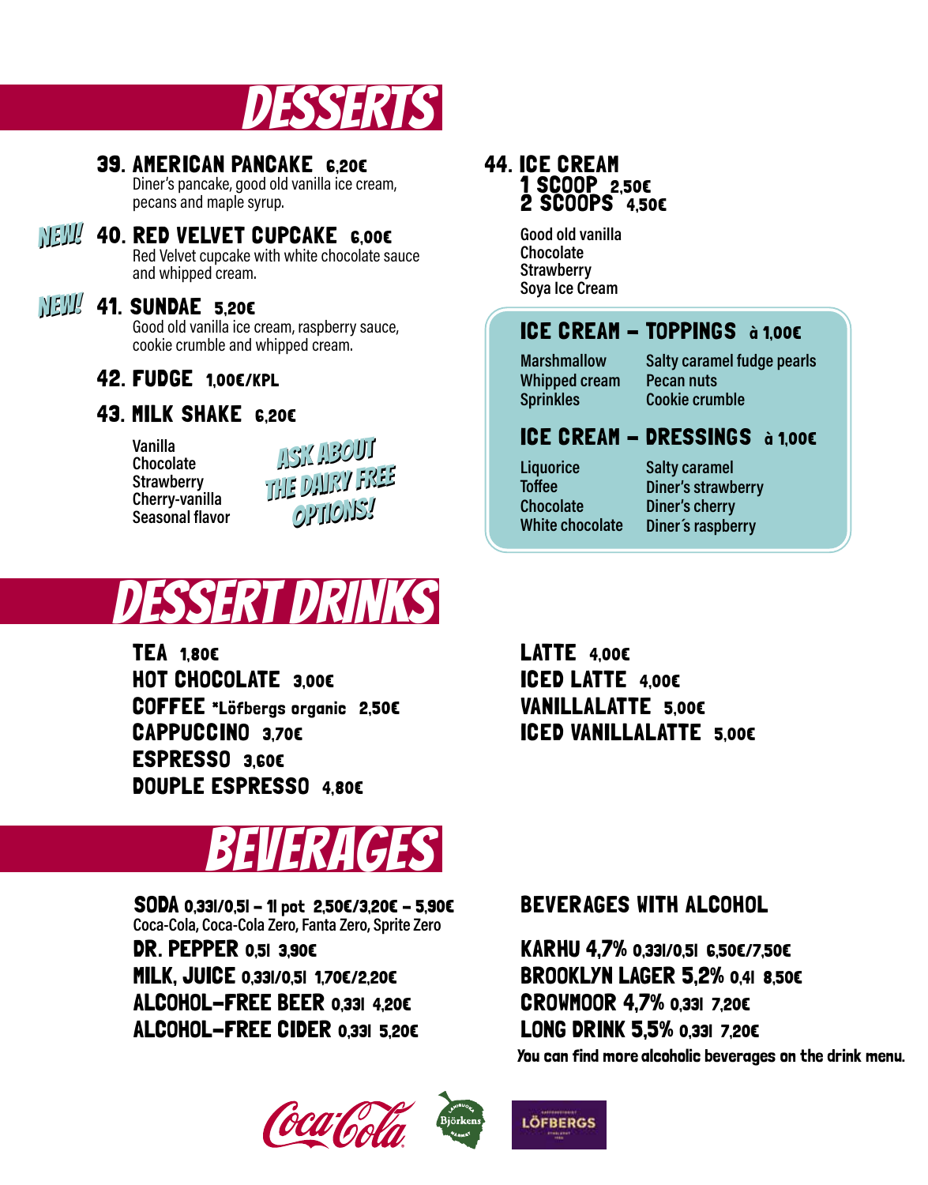# DESSERTS

### 39. AMERICAN PANCAKE 6,20€
Diner's pancake, good old vanilla ice cream, pecans and maple syrup.

### NEW! 40. RED VELVET CUPCAKE 6,00€
Red Velvet cupcake with white chocolate sauce and whipped cream.

### NEW! 41. SUNDAE 5,20€
Good old vanilla ice cream, raspberry sauce, cookie crumble and whipped cream.

### 42. FUDGE 1,00€/KPL

### 43. MILK SHAKE 6,20€

- Vanilla
- Chocolate
- Strawberry
- Cherry-vanilla
- Seasonal flavor

*ASK ABOUT THE DAIRY FREE OPTIONS!*

### 44. ICE CREAM
**1 SCOOP 2,50€**
**2 SCOOPS 4,50€**

- Good old vanilla
- Chocolate
- Strawberry
- Soya Ice Cream

#### ICE CREAM – TOPPINGS à 1,00€

- Marshmallow
- Whipped cream
- Sprinkles
- Salty caramel fudge pearls
- Pecan nuts
- Cookie crumble

#### ICE CREAM – DRESSINGS à 1,00€

- Liquorice
- Toffee
- Chocolate
- White chocolate
- Salty caramel
- Diner's strawberry
- Diner's cherry
- Diner´s raspberry

# DESSERT DRINKS

**TEA** 1,80€
**HOT CHOCOLATE** 3,00€
**COFFEE** *Löfbergs organic 2,50€
**CAPPUCCINO** 3,70€
**ESPRESSO** 3,60€
**DOUPLE ESPRESSO** 4,80€
**LATTE** 4,00€
**ICED LATTE** 4,00€
**VANILLALATTE** 5,00€
**ICED VANILLALATTE** 5,00€

# BEVERAGES

**SODA** 0,33l/0,5l – 1l pot 2,50€/3,20€ – 5,90€
Coca-Cola, Coca-Cola Zero, Fanta Zero, Sprite Zero
**DR. PEPPER** 0,5l 3,90€
**MILK, JUICE** 0,33l/0,5l 1,70€/2,20€
**ALCOHOL-FREE BEER** 0,33l 4,20€
**ALCOHOL-FREE CIDER** 0,33l 5,20€

### BEVERAGES WITH ALCOHOL

**KARHU 4,7%** 0,33l/0,5l 6,50€/7,50€
**BROOKLYN LAGER 5,2%** 0,4l 8,50€
**CROWMOOR 4,7%** 0,33l 7,20€
**LONG DRINK 5,5%** 0,33l 7,20€

You can find more alcoholic beverages on the drink menu.